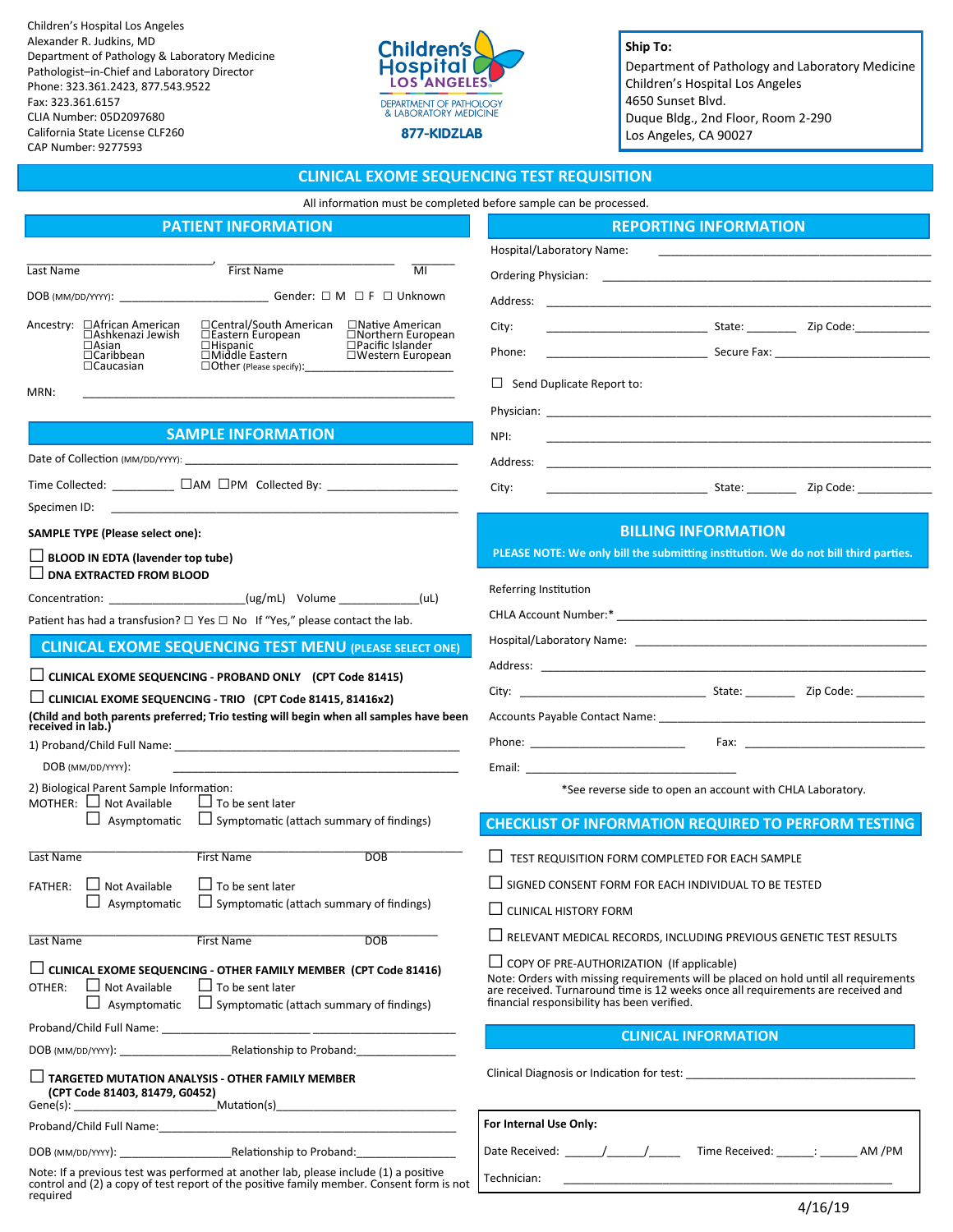Children's Hospital Los Angeles
Alexander R. Judkins, MD
Department of Pathology & Laboratory Medicine
Pathologist–in-Chief and Laboratory Director
Phone: 323.361.2423, 877.543.9522
Fax: 323.361.6157
CLIA Number: 05D2097680
California State License CLF260
CAP Number: 9277593

Children's Hospital LOS ANGELES
DEPARTMENT OF PATHOLOGY & LABORATORY MEDICINE
877-KIDZLAB

**Ship To:**
Department of Pathology and Laboratory Medicine
Children's Hospital Los Angeles
4650 Sunset Blvd.
Duque Bldg., 2nd Floor, Room 2-290
Los Angeles, CA 90027

# CLINICAL EXOME SEQUENCING TEST REQUISITION

All information must be completed before sample can be processed.

## PATIENT INFORMATION

______________________________, ______________________________ ________
Last Name First Name MI

DOB (MM/DD/YYYY): ________________________ Gender: ☐ M ☐ F ☐ Unknown

Ancestry:
- ☐African American
- ☐Ashkenazi Jewish
- ☐Asian
- ☐Caribbean
- ☐Caucasian
- ☐Central/South American
- ☐Eastern European
- ☐Hispanic
- ☐Middle Eastern
- ☐Other (Please specify):______________________
- ☐Native American
- ☐Northern European
- ☐Pacific Islander
- ☐Western European

MRN: ____________________________________________________________

## SAMPLE INFORMATION

Date of Collection (MM/DD/YYYY): ________________________________________

Time Collected: __________ ☐AM ☐PM Collected By: ______________________

Specimen ID: ____________________________________________________________

**SAMPLE TYPE (Please select one):**

☐ **BLOOD IN EDTA (lavender top tube)**
☐ **DNA EXTRACTED FROM BLOOD**

Concentration: ______________________(ug/mL) Volume ____________(uL)

Patient has had a transfusion? ☐ Yes ☐ No If "Yes," please contact the lab.

## CLINICAL EXOME SEQUENCING TEST MENU (PLEASE SELECT ONE)

☐ **CLINICAL EXOME SEQUENCING - PROBAND ONLY (CPT Code 81415)**

☐ **CLINICIAL EXOME SEQUENCING - TRIO (CPT Code 81415, 81416x2)**

**(Child and both parents preferred; Trio testing will begin when all samples have been received in lab.)**

1) Proband/Child Full Name: ____________________________________________

DOB (MM/DD/YYYY): ____________________________________________

2) Biological Parent Sample Information:

MOTHER: ☐ Not Available ☐ To be sent later
☐ Asymptomatic ☐ Symptomatic (attach summary of findings)

______________________________________________________________
Last Name First Name DOB

FATHER: ☐ Not Available ☐ To be sent later
☐ Asymptomatic ☐ Symptomatic (attach summary of findings)

______________________________________________________________
Last Name First Name DOB

☐ **CLINICAL EXOME SEQUENCING - OTHER FAMILY MEMBER (CPT Code 81416)**

OTHER: ☐ Not Available ☐ To be sent later
☐ Asymptomatic ☐ Symptomatic (attach summary of findings)

Proband/Child Full Name: ______________________________________

DOB (MM/DD/YYYY): _________________Relationship to Proband:______________

☐ **TARGETED MUTATION ANALYSIS - OTHER FAMILY MEMBER (CPT Code 81403, 81479, G0452)**

Gene(s): ______________________Mutation(s)_____________________________

Proband/Child Full Name:________________________________________________

DOB (MM/DD/YYYY): _________________Relationship to Proband:______________

Note: If a previous test was performed at another lab, please include (1) a positive control and (2) a copy of test report of the positive family member. Consent form is not required

## REPORTING INFORMATION

Hospital/Laboratory Name: ____________________________________________

Ordering Physician: ____________________________________________________

Address: ____________________________________________________________

City: __________________________ State: ________ Zip Code:____________

Phone: __________________________ Secure Fax: ______________________

☐ Send Duplicate Report to:

Physician: ____________________________________________________________

NPI: ________________________________________________________________

Address: ____________________________________________________________

City: __________________________ State: ________ Zip Code: ____________

## BILLING INFORMATION

**PLEASE NOTE: We only bill the submitting institution. We do not bill third parties.**

Referring Institution

CHLA Account Number:* ________________________________________________

Hospital/Laboratory Name: ____________________________________________

Address: ____________________________________________________________

City: ______________________________ State: ________ Zip Code: ___________

Accounts Payable Contact Name: ________________________________________

Phone: _________________________ Fax: ____________________________

Email: ___________________________________

*See reverse side to open an account with CHLA Laboratory.

## CHECKLIST OF INFORMATION REQUIRED TO PERFORM TESTING

☐ TEST REQUISITION FORM COMPLETED FOR EACH SAMPLE

☐ SIGNED CONSENT FORM FOR EACH INDIVIDUAL TO BE TESTED

☐ CLINICAL HISTORY FORM

☐ RELEVANT MEDICAL RECORDS, INCLUDING PREVIOUS GENETIC TEST RESULTS

☐ COPY OF PRE-AUTHORIZATION (If applicable)

Note: Orders with missing requirements will be placed on hold until all requirements are received. Turnaround time is 12 weeks once all requirements are received and financial responsibility has been verified.

## CLINICAL INFORMATION

Clinical Diagnosis or Indication for test: ______________________________________

**For Internal Use Only:**

Date Received: ______/______/_____ Time Received: ______:______ AM /PM

Technician: ______________________________________________________

4/16/19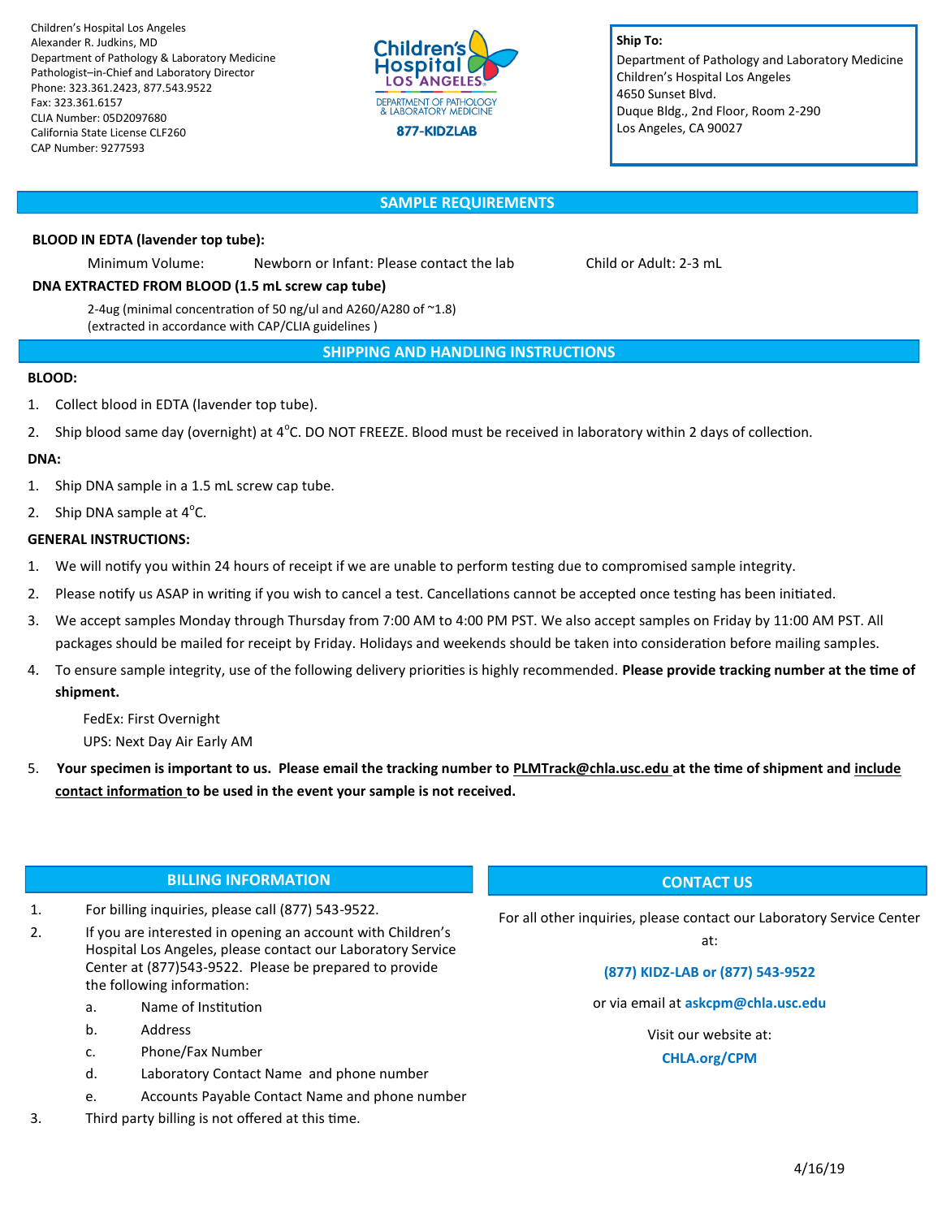Children's Hospital Los Angeles
Alexander R. Judkins, MD
Department of Pathology & Laboratory Medicine
Pathologist–in-Chief and Laboratory Director
Phone: 323.361.2423, 877.543.9522
Fax: 323.361.6157
CLIA Number: 05D2097680
California State License CLF260
CAP Number: 9277593

Children's Hospital Los Angeles
DEPARTMENT OF PATHOLOGY & LABORATORY MEDICINE
877-KIDZLAB

**Ship To:**
Department of Pathology and Laboratory Medicine
Children's Hospital Los Angeles
4650 Sunset Blvd.
Duque Bldg., 2nd Floor, Room 2-290
Los Angeles, CA 90027

## SAMPLE REQUIREMENTS

**BLOOD IN EDTA (lavender top tube):**

Minimum Volume: Newborn or Infant: Please contact the lab Child or Adult: 2-3 mL

**DNA EXTRACTED FROM BLOOD (1.5 mL screw cap tube)**

2-4ug (minimal concentration of 50 ng/ul and A260/A280 of ~1.8)
(extracted in accordance with CAP/CLIA guidelines )

## SHIPPING AND HANDLING INSTRUCTIONS

**BLOOD:**

1. Collect blood in EDTA (lavender top tube).
2. Ship blood same day (overnight) at 4°C. DO NOT FREEZE. Blood must be received in laboratory within 2 days of collection.

**DNA:**

1. Ship DNA sample in a 1.5 mL screw cap tube.
2. Ship DNA sample at 4°C.

**GENERAL INSTRUCTIONS:**

1. We will notify you within 24 hours of receipt if we are unable to perform testing due to compromised sample integrity.
2. Please notify us ASAP in writing if you wish to cancel a test. Cancellations cannot be accepted once testing has been initiated.
3. We accept samples Monday through Thursday from 7:00 AM to 4:00 PM PST. We also accept samples on Friday by 11:00 AM PST. All packages should be mailed for receipt by Friday. Holidays and weekends should be taken into consideration before mailing samples.
4. To ensure sample integrity, use of the following delivery priorities is highly recommended. **Please provide tracking number at the time of shipment.**

   FedEx: First Overnight
   UPS: Next Day Air Early AM

5. **Your specimen is important to us. Please email the tracking number to PLMTrack@chla.usc.edu at the time of shipment and include contact information to be used in the event your sample is not received.**

## BILLING INFORMATION

1. For billing inquiries, please call (877) 543-9522.
2. If you are interested in opening an account with Children's Hospital Los Angeles, please contact our Laboratory Service Center at (877)543-9522. Please be prepared to provide the following information:
   a. Name of Institution
   b. Address
   c. Phone/Fax Number
   d. Laboratory Contact Name and phone number
   e. Accounts Payable Contact Name and phone number
3. Third party billing is not offered at this time.

## CONTACT US

For all other inquiries, please contact our Laboratory Service Center at:

**(877) KIDZ-LAB or (877) 543-9522**

or via email at **askcpm@chla.usc.edu**

Visit our website at:

**CHLA.org/CPM**

4/16/19